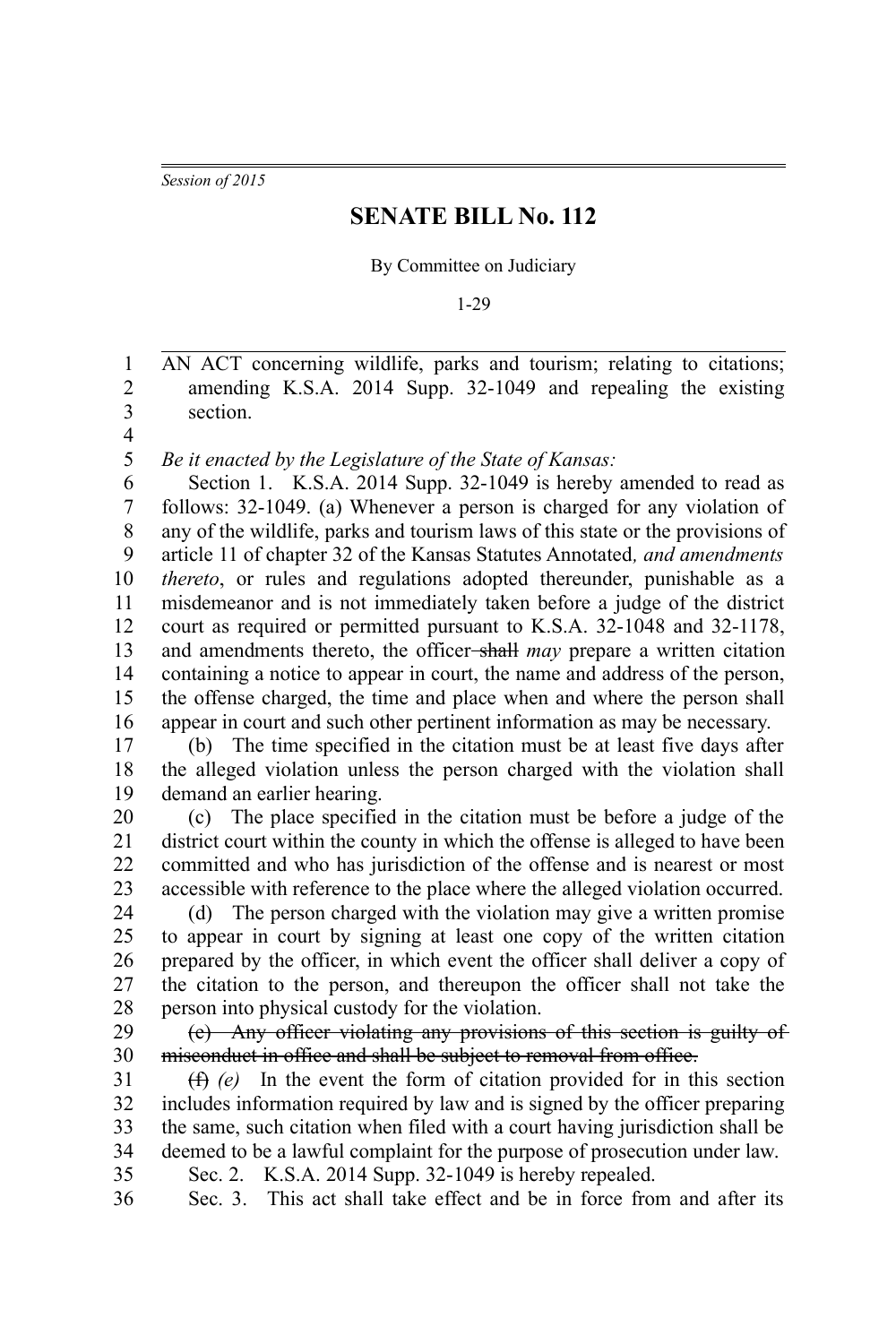*Session of 2015*

# SENATE BILL No. 112

By Committee on Judiciary

1-29

AN ACT concerning wildlife, parks and tourism; relating to citations; amending K.S.A. 2014 Supp. 32-1049 and repealing the existing section.

*Be it enacted by the Legislature of the State of Kansas:*

Section 1. K.S.A. 2014 Supp. 32-1049 is hereby amended to read as follows: 32-1049. (a) Whenever a person is charged for any violation of any of the wildlife, parks and tourism laws of this state or the provisions of article 11 of chapter 32 of the Kansas Statutes Annotated*, and amendments thereto*, or rules and regulations adopted thereunder, punishable as a misdemeanor and is not immediately taken before a judge of the district court as required or permitted pursuant to K.S.A. 32-1048 and 32-1178, and amendments thereto, the officer ~~shall~~ *may* prepare a written citation containing a notice to appear in court, the name and address of the person, the offense charged, the time and place when and where the person shall appear in court and such other pertinent information as may be necessary.

(b) The time specified in the citation must be at least five days after the alleged violation unless the person charged with the violation shall demand an earlier hearing.

(c) The place specified in the citation must be before a judge of the district court within the county in which the offense is alleged to have been committed and who has jurisdiction of the offense and is nearest or most accessible with reference to the place where the alleged violation occurred.

(d) The person charged with the violation may give a written promise to appear in court by signing at least one copy of the written citation prepared by the officer, in which event the officer shall deliver a copy of the citation to the person, and thereupon the officer shall not take the person into physical custody for the violation.

~~(e) Any officer violating any provisions of this section is guilty of misconduct in office and shall be subject to removal from office.~~

~~(f)~~ *(e)* In the event the form of citation provided for in this section includes information required by law and is signed by the officer preparing the same, such citation when filed with a court having jurisdiction shall be deemed to be a lawful complaint for the purpose of prosecution under law.

Sec. 2. K.S.A. 2014 Supp. 32-1049 is hereby repealed.

Sec. 3. This act shall take effect and be in force from and after its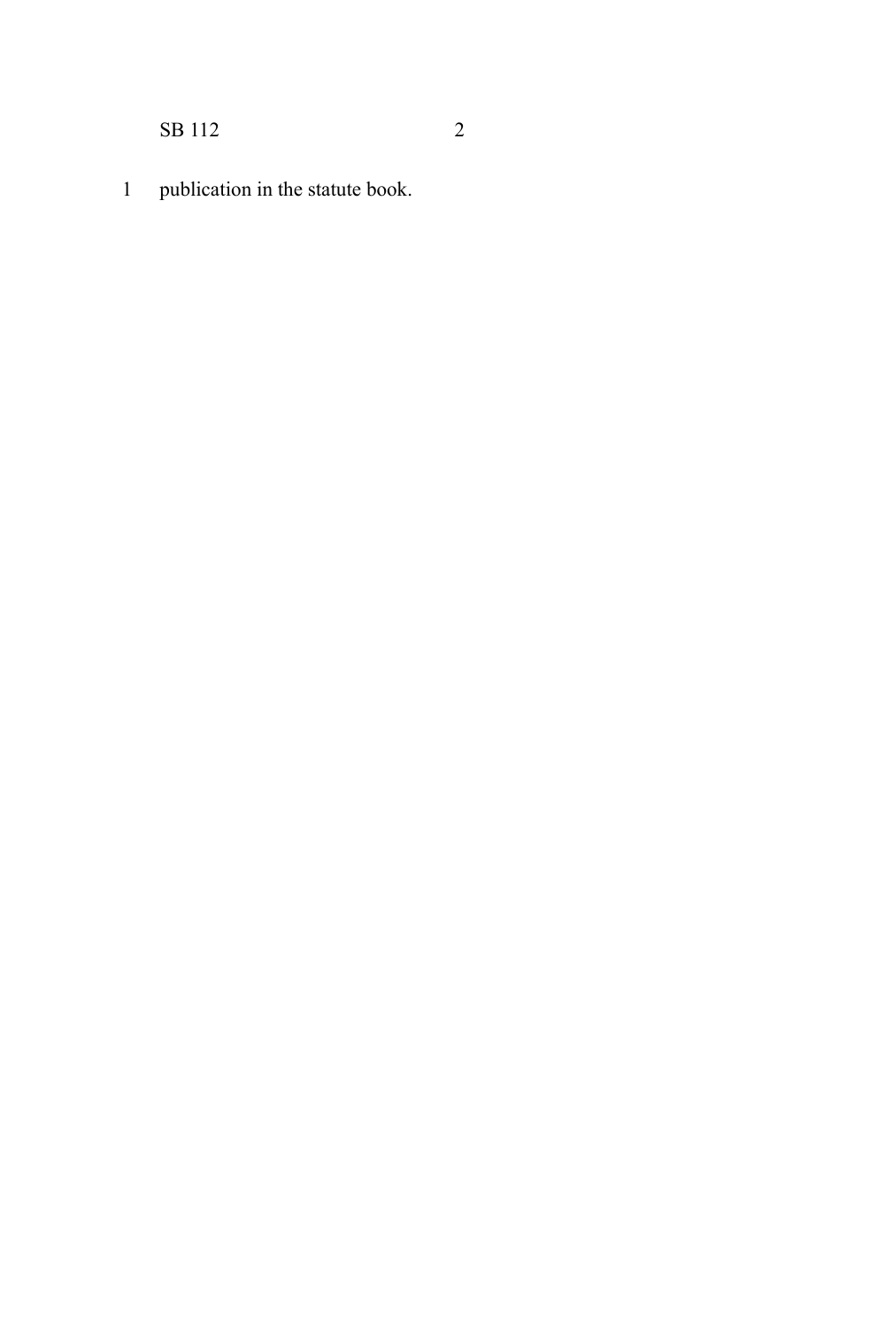publication in the statute book.